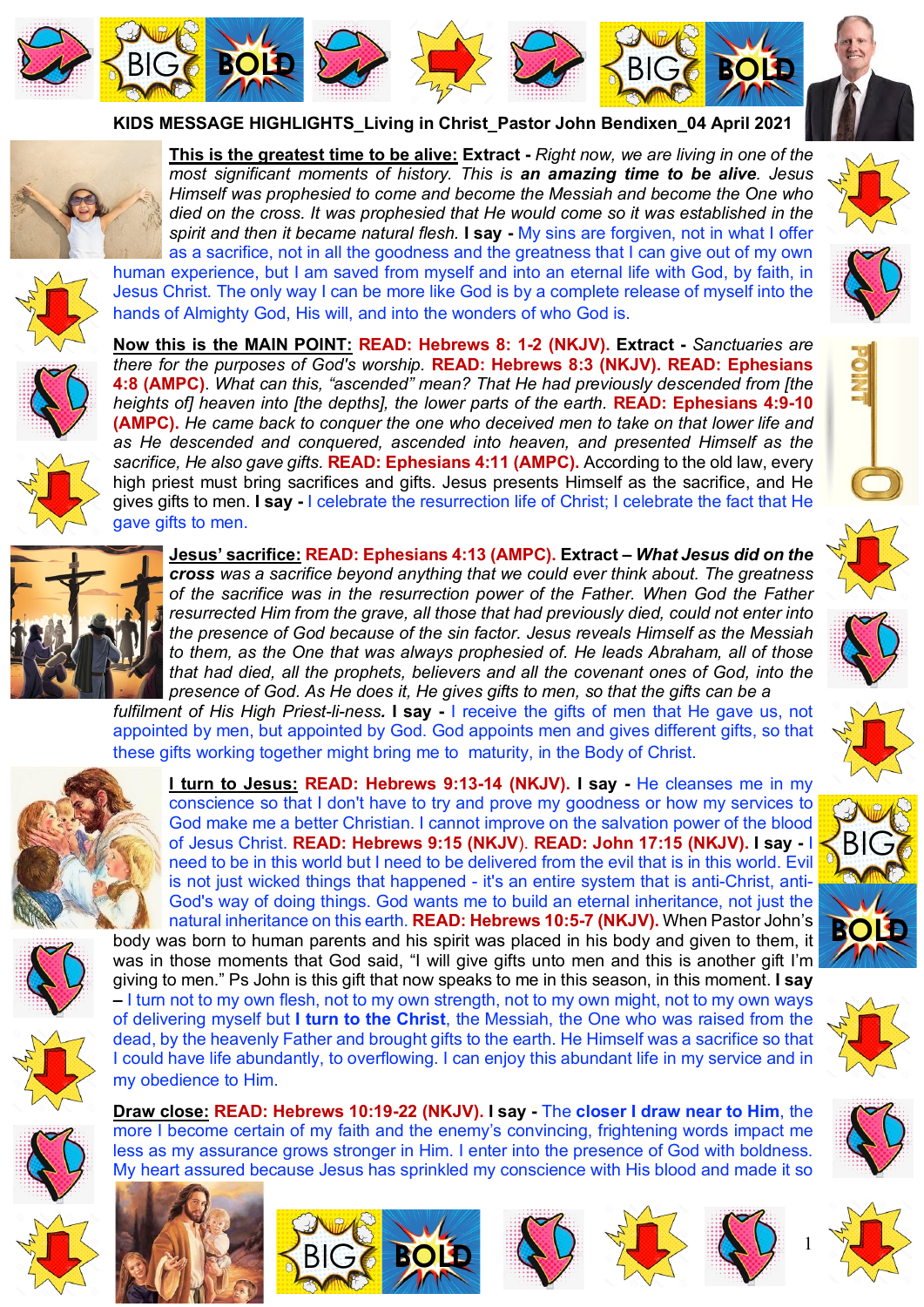**KIDS MESSAGE HIGHLIGHTS_Living in Christ_Pastor John Bendixen_04 April 2021**

**This is the greatest time to be alive:** **Extract -** *Right now, we are living in one of the most significant moments of history. This is **an amazing time to be alive**. Jesus Himself was prophesied to come and become the Messiah and become the One who died on the cross. It was prophesied that He would come so it was established in the spirit and then it became natural flesh.* **I say -** My sins are forgiven, not in what I offer as a sacrifice, not in all the goodness and the greatness that I can give out of my own human experience, but I am saved from myself and into an eternal life with God, by faith, in Jesus Christ. The only way I can be more like God is by a complete release of myself into the hands of Almighty God, His will, and into the wonders of who God is.

**Now this is the MAIN POINT:** **READ: Hebrews 8: 1-2 (NKJV).** **Extract -** *Sanctuaries are there for the purposes of God's worship.* **READ: Hebrews 8:3 (NKJV).** **READ: Ephesians 4:8 (AMPC)**. *What can this, "ascended" mean? That He had previously descended from [the heights of] heaven into [the depths], the lower parts of the earth.* **READ: Ephesians 4:9-10 (AMPC).** *He came back to conquer the one who deceived men to take on that lower life and as He descended and conquered, ascended into heaven, and presented Himself as the sacrifice, He also gave gifts.* **READ: Ephesians 4:11 (AMPC).** According to the old law, every high priest must bring sacrifices and gifts. Jesus presents Himself as the sacrifice, and He gives gifts to men. **I say -** I celebrate the resurrection life of Christ; I celebrate the fact that He gave gifts to men.

**Jesus' sacrifice:** **READ: Ephesians 4:13 (AMPC).** **Extract –** ***What Jesus did on the cross** was a sacrifice beyond anything that we could ever think about. The greatness of the sacrifice was in the resurrection power of the Father. When God the Father resurrected Him from the grave, all those that had previously died, could not enter into the presence of God because of the sin factor. Jesus reveals Himself as the Messiah to them, as the One that was always prophesied of. He leads Abraham, all of those that had died, all the prophets, believers and all the covenant ones of God, into the presence of God. As He does it, He gives gifts to men, so that the gifts can be a fulfilment of His High Priest-li-ness.* **I say -** I receive the gifts of men that He gave us, not appointed by men, but appointed by God. God appoints men and gives different gifts, so that these gifts working together might bring me to maturity, in the Body of Christ.

**I turn to Jesus:** **READ: Hebrews 9:13-14 (NKJV).** **I say -** He cleanses me in my conscience so that I don't have to try and prove my goodness or how my services to God make me a better Christian. I cannot improve on the salvation power of the blood of Jesus Christ. **READ: Hebrews 9:15 (NKJV)**. **READ: John 17:15 (NKJV).** **I say -** I need to be in this world but I need to be delivered from the evil that is in this world. Evil is not just wicked things that happened - it's an entire system that is anti-Christ, anti-God's way of doing things. God wants me to build an eternal inheritance, not just the natural inheritance on this earth. **READ: Hebrews 10:5-7 (NKJV).** When Pastor John's body was born to human parents and his spirit was placed in his body and given to them, it was in those moments that God said, "I will give gifts unto men and this is another gift I'm giving to men." Ps John is this gift that now speaks to me in this season, in this moment. **I say –** I turn not to my own flesh, not to my own strength, not to my own might, not to my own ways of delivering myself but **I turn to the Christ**, the Messiah, the One who was raised from the dead, by the heavenly Father and brought gifts to the earth. He Himself was a sacrifice so that I could have life abundantly, to overflowing. I can enjoy this abundant life in my service and in my obedience to Him.

**Draw close:** **READ: Hebrews 10:19-22 (NKJV).** **I say -** The **closer I draw near to Him**, the more I become certain of my faith and the enemy's convincing, frightening words impact me less as my assurance grows stronger in Him. I enter into the presence of God with boldness. My heart assured because Jesus has sprinkled my conscience with His blood and made it so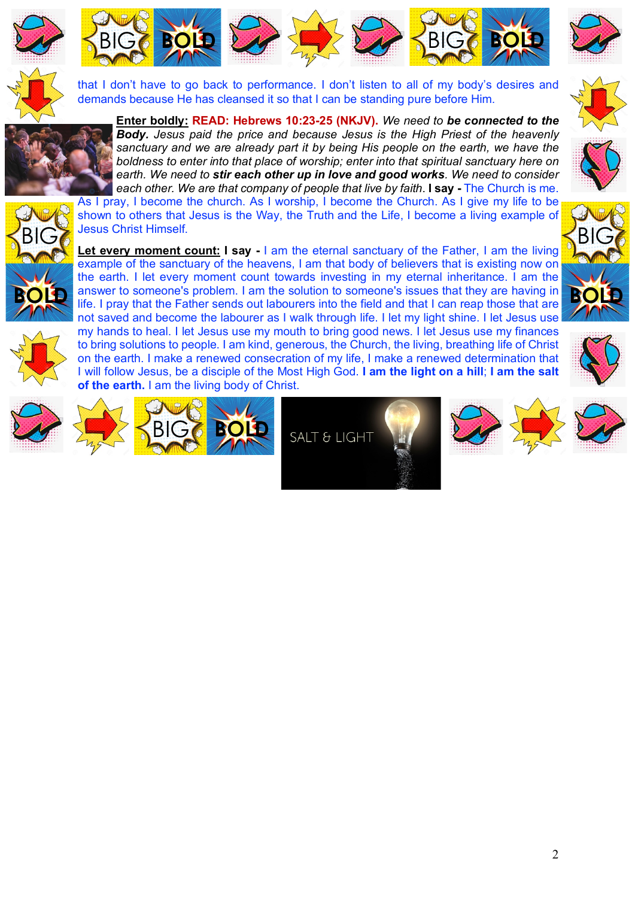that I don't have to go back to performance. I don't listen to all of my body's desires and demands because He has cleansed it so that I can be standing pure before Him.

**Enter boldly:** **READ: Hebrews 10:23-25 (NKJV).** *We need to* ***be connected to the Body.*** *Jesus paid the price and because Jesus is the High Priest of the heavenly sanctuary and we are already part it by being His people on the earth, we have the boldness to enter into that place of worship; enter into that spiritual sanctuary here on earth. We need to* ***stir each other up in love and good works****. We need to consider each other. We are that company of people that live by faith*. **I say -** The Church is me. As I pray, I become the church. As I worship, I become the Church. As I give my life to be shown to others that Jesus is the Way, the Truth and the Life, I become a living example of Jesus Christ Himself.

**Let every moment count:** **I say -** I am the eternal sanctuary of the Father, I am the living example of the sanctuary of the heavens, I am that body of believers that is existing now on the earth. I let every moment count towards investing in my eternal inheritance. I am the answer to someone's problem. I am the solution to someone's issues that they are having in life. I pray that the Father sends out labourers into the field and that I can reap those that are not saved and become the labourer as I walk through life. I let my light shine. I let Jesus use my hands to heal. I let Jesus use my mouth to bring good news. I let Jesus use my finances to bring solutions to people. I am kind, generous, the Church, the living, breathing life of Christ on the earth. I make a renewed consecration of my life, I make a renewed determination that I will follow Jesus, be a disciple of the Most High God. **I am the light on a hill**; **I am the salt of the earth.** I am the living body of Christ.